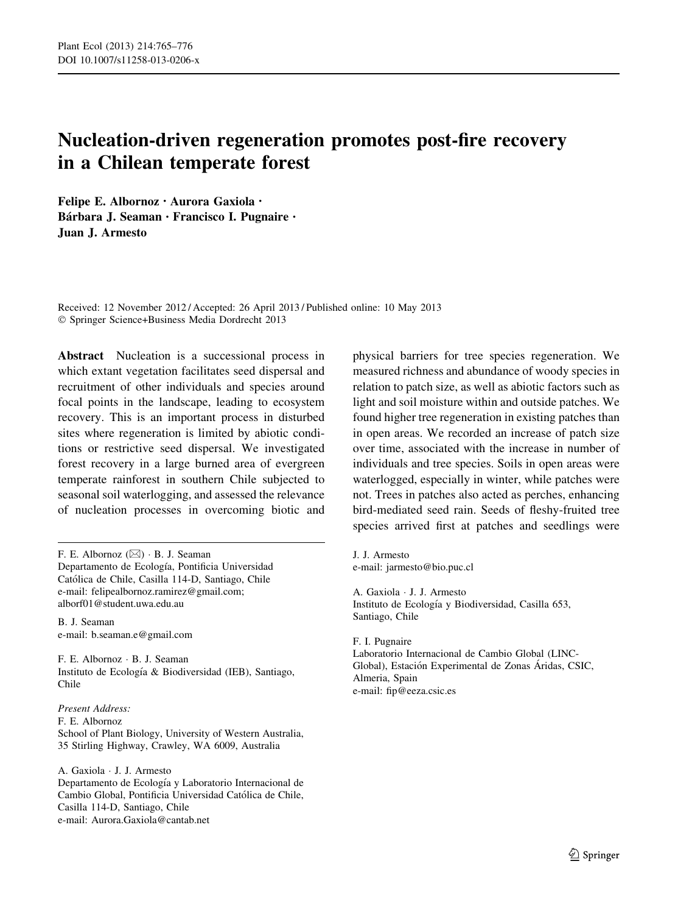# Nucleation-driven regeneration promotes post-fire recovery in a Chilean temperate forest

**Felipe E. Albornoz · Aurora Gaxiola · Bárbara J. Seaman · Francisco I. Pugnaire · Juan J. Armesto**

Received: 12 November 2012 / Accepted: 26 April 2013 / Published online: 10 May 2013
© Springer Science+Business Media Dordrecht 2013

**Abstract** Nucleation is a successional process in which extant vegetation facilitates seed dispersal and recruitment of other individuals and species around focal points in the landscape, leading to ecosystem recovery. This is an important process in disturbed sites where regeneration is limited by abiotic conditions or restrictive seed dispersal. We investigated forest recovery in a large burned area of evergreen temperate rainforest in southern Chile subjected to seasonal soil waterlogging, and assessed the relevance of nucleation processes in overcoming biotic and physical barriers for tree species regeneration. We measured richness and abundance of woody species in relation to patch size, as well as abiotic factors such as light and soil moisture within and outside patches. We found higher tree regeneration in existing patches than in open areas. We recorded an increase of patch size over time, associated with the increase in number of individuals and tree species. Soils in open areas were waterlogged, especially in winter, while patches were not. Trees in patches also acted as perches, enhancing bird-mediated seed rain. Seeds of fleshy-fruited tree species arrived first at patches and seedlings were

---

F. E. Albornoz (✉) · B. J. Seaman
Departamento de Ecología, Pontificia Universidad Católica de Chile, Casilla 114-D, Santiago, Chile
e-mail: felipealbornoz.ramirez@gmail.com;
alborf01@student.uwa.edu.au

B. J. Seaman
e-mail: b.seaman.e@gmail.com

F. E. Albornoz · B. J. Seaman
Instituto de Ecología & Biodiversidad (IEB), Santiago, Chile

*Present Address:*
F. E. Albornoz
School of Plant Biology, University of Western Australia, 35 Stirling Highway, Crawley, WA 6009, Australia

A. Gaxiola · J. J. Armesto
Departamento de Ecología y Laboratorio Internacional de Cambio Global, Pontificia Universidad Católica de Chile, Casilla 114-D, Santiago, Chile
e-mail: Aurora.Gaxiola@cantab.net

J. J. Armesto
e-mail: jarmesto@bio.puc.cl

A. Gaxiola · J. J. Armesto
Instituto de Ecología y Biodiversidad, Casilla 653, Santiago, Chile

F. I. Pugnaire
Laboratorio Internacional de Cambio Global (LINC-Global), Estación Experimental de Zonas Áridas, CSIC, Almeria, Spain
e-mail: fip@eeza.csic.es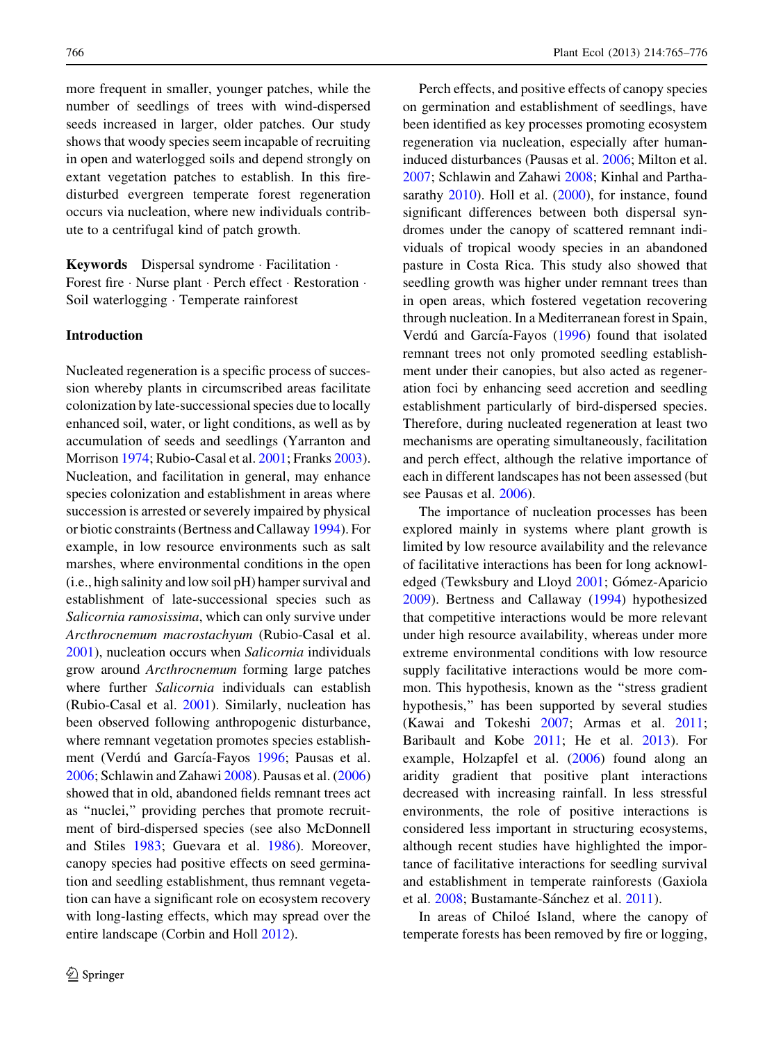more frequent in smaller, younger patches, while the number of seedlings of trees with wind-dispersed seeds increased in larger, older patches. Our study shows that woody species seem incapable of recruiting in open and waterlogged soils and depend strongly on extant vegetation patches to establish. In this fire-disturbed evergreen temperate forest regeneration occurs via nucleation, where new individuals contribute to a centrifugal kind of patch growth.

**Keywords** Dispersal syndrome · Facilitation · Forest fire · Nurse plant · Perch effect · Restoration · Soil waterlogging · Temperate rainforest

## Introduction

Nucleated regeneration is a specific process of succession whereby plants in circumscribed areas facilitate colonization by late-successional species due to locally enhanced soil, water, or light conditions, as well as by accumulation of seeds and seedlings (Yarranton and Morrison 1974; Rubio-Casal et al. 2001; Franks 2003). Nucleation, and facilitation in general, may enhance species colonization and establishment in areas where succession is arrested or severely impaired by physical or biotic constraints (Bertness and Callaway 1994). For example, in low resource environments such as salt marshes, where environmental conditions in the open (i.e., high salinity and low soil pH) hamper survival and establishment of late-successional species such as *Salicornia ramosissima*, which can only survive under *Arcthrocnemum macrostachyum* (Rubio-Casal et al. 2001), nucleation occurs when *Salicornia* individuals grow around *Arcthrocnemum* forming large patches where further *Salicornia* individuals can establish (Rubio-Casal et al. 2001). Similarly, nucleation has been observed following anthropogenic disturbance, where remnant vegetation promotes species establishment (Verdú and García-Fayos 1996; Pausas et al. 2006; Schlawin and Zahawi 2008). Pausas et al. (2006) showed that in old, abandoned fields remnant trees act as "nuclei," providing perches that promote recruitment of bird-dispersed species (see also McDonnell and Stiles 1983; Guevara et al. 1986). Moreover, canopy species had positive effects on seed germination and seedling establishment, thus remnant vegetation can have a significant role on ecosystem recovery with long-lasting effects, which may spread over the entire landscape (Corbin and Holl 2012).

Perch effects, and positive effects of canopy species on germination and establishment of seedlings, have been identified as key processes promoting ecosystem regeneration via nucleation, especially after human-induced disturbances (Pausas et al. 2006; Milton et al. 2007; Schlawin and Zahawi 2008; Kinhal and Parthasarathy 2010). Holl et al. (2000), for instance, found significant differences between both dispersal syndromes under the canopy of scattered remnant individuals of tropical woody species in an abandoned pasture in Costa Rica. This study also showed that seedling growth was higher under remnant trees than in open areas, which fostered vegetation recovering through nucleation. In a Mediterranean forest in Spain, Verdú and García-Fayos (1996) found that isolated remnant trees not only promoted seedling establishment under their canopies, but also acted as regeneration foci by enhancing seed accretion and seedling establishment particularly of bird-dispersed species. Therefore, during nucleated regeneration at least two mechanisms are operating simultaneously, facilitation and perch effect, although the relative importance of each in different landscapes has not been assessed (but see Pausas et al. 2006).

The importance of nucleation processes has been explored mainly in systems where plant growth is limited by low resource availability and the relevance of facilitative interactions has been for long acknowledged (Tewksbury and Lloyd 2001; Gómez-Aparicio 2009). Bertness and Callaway (1994) hypothesized that competitive interactions would be more relevant under high resource availability, whereas under more extreme environmental conditions with low resource supply facilitative interactions would be more common. This hypothesis, known as the "stress gradient hypothesis," has been supported by several studies (Kawai and Tokeshi 2007; Armas et al. 2011; Baribault and Kobe 2011; He et al. 2013). For example, Holzapfel et al. (2006) found along an aridity gradient that positive plant interactions decreased with increasing rainfall. In less stressful environments, the role of positive interactions is considered less important in structuring ecosystems, although recent studies have highlighted the importance of facilitative interactions for seedling survival and establishment in temperate rainforests (Gaxiola et al. 2008; Bustamante-Sánchez et al. 2011).

In areas of Chiloé Island, where the canopy of temperate forests has been removed by fire or logging,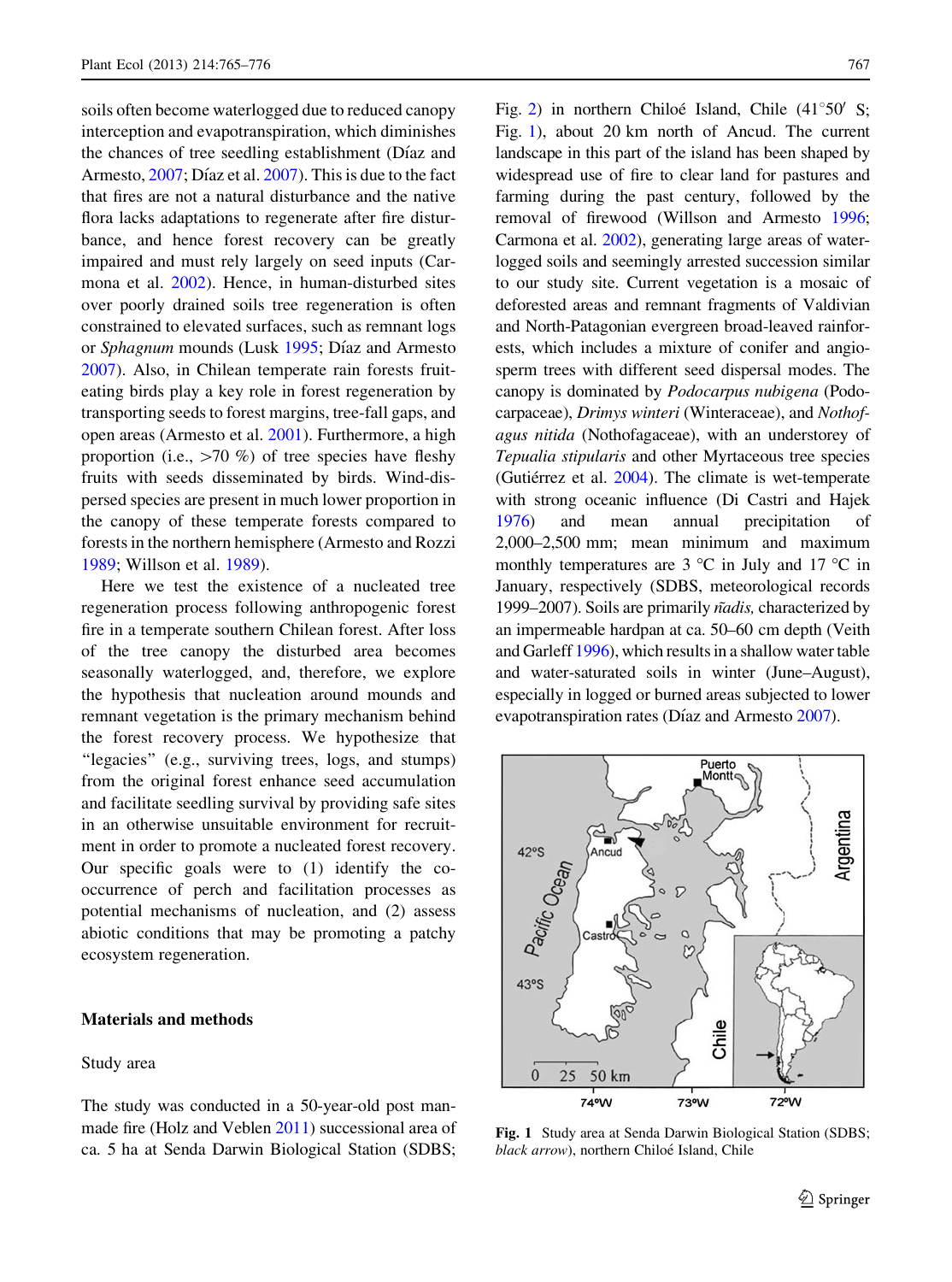soils often become waterlogged due to reduced canopy interception and evapotranspiration, which diminishes the chances of tree seedling establishment (Díaz and Armesto, 2007; Díaz et al. 2007). This is due to the fact that fires are not a natural disturbance and the native flora lacks adaptations to regenerate after fire disturbance, and hence forest recovery can be greatly impaired and must rely largely on seed inputs (Carmona et al. 2002). Hence, in human-disturbed sites over poorly drained soils tree regeneration is often constrained to elevated surfaces, such as remnant logs or *Sphagnum* mounds (Lusk 1995; Díaz and Armesto 2007). Also, in Chilean temperate rain forests fruit-eating birds play a key role in forest regeneration by transporting seeds to forest margins, tree-fall gaps, and open areas (Armesto et al. 2001). Furthermore, a high proportion (i.e., >70 %) of tree species have fleshy fruits with seeds disseminated by birds. Wind-dispersed species are present in much lower proportion in the canopy of these temperate forests compared to forests in the northern hemisphere (Armesto and Rozzi 1989; Willson et al. 1989).

Here we test the existence of a nucleated tree regeneration process following anthropogenic forest fire in a temperate southern Chilean forest. After loss of the tree canopy the disturbed area becomes seasonally waterlogged, and, therefore, we explore the hypothesis that nucleation around mounds and remnant vegetation is the primary mechanism behind the forest recovery process. We hypothesize that "legacies" (e.g., surviving trees, logs, and stumps) from the original forest enhance seed accumulation and facilitate seedling survival by providing safe sites in an otherwise unsuitable environment for recruitment in order to promote a nucleated forest recovery. Our specific goals were to (1) identify the co-occurrence of perch and facilitation processes as potential mechanisms of nucleation, and (2) assess abiotic conditions that may be promoting a patchy ecosystem regeneration.

## Materials and methods

### Study area

The study was conducted in a 50-year-old post man-made fire (Holz and Veblen 2011) successional area of ca. 5 ha at Senda Darwin Biological Station (SDBS; Fig. 2) in northern Chiloé Island, Chile (41°50′ S; Fig. 1), about 20 km north of Ancud. The current landscape in this part of the island has been shaped by widespread use of fire to clear land for pastures and farming during the past century, followed by the removal of firewood (Willson and Armesto 1996; Carmona et al. 2002), generating large areas of waterlogged soils and seemingly arrested succession similar to our study site. Current vegetation is a mosaic of deforested areas and remnant fragments of Valdivian and North-Patagonian evergreen broad-leaved rainforests, which includes a mixture of conifer and angiosperm trees with different seed dispersal modes. The canopy is dominated by *Podocarpus nubigena* (Podocarpaceae), *Drimys winteri* (Winteraceae), and *Nothofagus nitida* (Nothofagaceae), with an understory of *Tepualia stipularis* and other Myrtaceous tree species (Gutiérrez et al. 2004). The climate is wet-temperate with strong oceanic influence (Di Castri and Hajek 1976) and mean annual precipitation of 2,000–2,500 mm; mean minimum and maximum monthly temperatures are 3 °C in July and 17 °C in January, respectively (SDBS, meteorological records 1999–2007). Soils are primarily *ñadis,* characterized by an impermeable hardpan at ca. 50–60 cm depth (Veith and Garleff 1996), which results in a shallow water table and water-saturated soils in winter (June–August), especially in logged or burned areas subjected to lower evapotranspiration rates (Díaz and Armesto 2007).

**Fig. 1** Study area at Senda Darwin Biological Station (SDBS; *black arrow*), northern Chiloé Island, Chile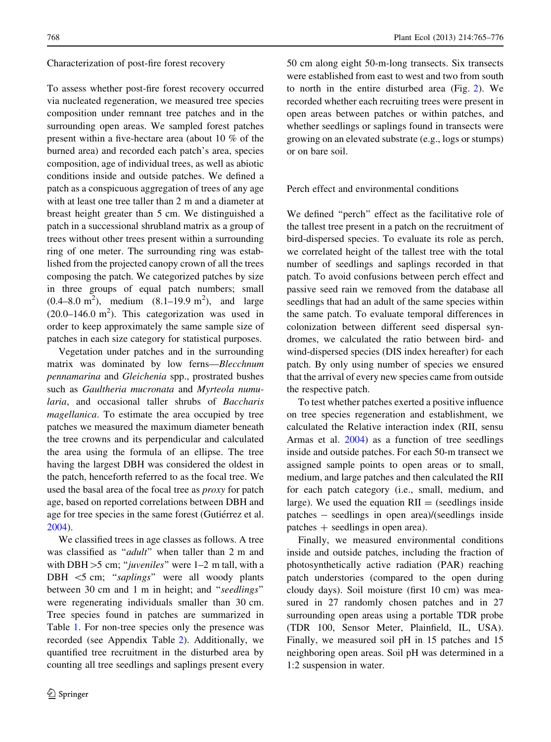## Characterization of post-fire forest recovery

To assess whether post-fire forest recovery occurred via nucleated regeneration, we measured tree species composition under remnant tree patches and in the surrounding open areas. We sampled forest patches present within a five-hectare area (about 10 % of the burned area) and recorded each patch's area, species composition, age of individual trees, as well as abiotic conditions inside and outside patches. We defined a patch as a conspicuous aggregation of trees of any age with at least one tree taller than 2 m and a diameter at breast height greater than 5 cm. We distinguished a patch in a successional shrubland matrix as a group of trees without other trees present within a surrounding ring of one meter. The surrounding ring was established from the projected canopy crown of all the trees composing the patch. We categorized patches by size in three groups of equal patch numbers; small (0.4–8.0 $m^2$), medium (8.1–19.9 $m^2$), and large (20.0–146.0 $m^2$). This categorization was used in order to keep approximately the same sample size of patches in each size category for statistical purposes.

Vegetation under patches and in the surrounding matrix was dominated by low ferns—*Blecchnum pennamarina* and *Gleichenia* spp., prostrated bushes such as *Gaultheria mucronata* and *Myrteola numularia*, and occasional taller shrubs of *Baccharis magellanica*. To estimate the area occupied by tree patches we measured the maximum diameter beneath the tree crowns and its perpendicular and calculated the area using the formula of an ellipse. The tree having the largest DBH was considered the oldest in the patch, henceforth referred to as the focal tree. We used the basal area of the focal tree as *proxy* for patch age, based on reported correlations between DBH and age for tree species in the same forest (Gutiérrez et al. 2004).

We classified trees in age classes as follows. A tree was classified as "*adult*" when taller than 2 m and with DBH >5 cm; "*juveniles*" were 1–2 m tall, with a DBH <5 cm; "*saplings*" were all woody plants between 30 cm and 1 m in height; and "*seedlings*" were regenerating individuals smaller than 30 cm. Tree species found in patches are summarized in Table 1. For non-tree species only the presence was recorded (see Appendix Table 2). Additionally, we quantified tree recruitment in the disturbed area by counting all tree seedlings and saplings present every 50 cm along eight 50-m-long transects. Six transects were established from east to west and two from south to north in the entire disturbed area (Fig. 2). We recorded whether each recruiting trees were present in open areas between patches or within patches, and whether seedlings or saplings found in transects were growing on an elevated substrate (e.g., logs or stumps) or on bare soil.

## Perch effect and environmental conditions

We defined "perch" effect as the facilitative role of the tallest tree present in a patch on the recruitment of bird-dispersed species. To evaluate its role as perch, we correlated height of the tallest tree with the total number of seedlings and saplings recorded in that patch. To avoid confusions between perch effect and passive seed rain we removed from the database all seedlings that had an adult of the same species within the same patch. To evaluate temporal differences in colonization between different seed dispersal syndromes, we calculated the ratio between bird- and wind-dispersed species (DIS index hereafter) for each patch. By only using number of species we ensured that the arrival of every new species came from outside the respective patch.

To test whether patches exerted a positive influence on tree species regeneration and establishment, we calculated the Relative interaction index (RII, sensu Armas et al. 2004) as a function of tree seedlings inside and outside patches. For each 50-m transect we assigned sample points to open areas or to small, medium, and large patches and then calculated the RII for each patch category (i.e., small, medium, and large). We used the equation RII = (seedlings inside patches − seedlings in open area)/(seedlings inside patches + seedlings in open area).

Finally, we measured environmental conditions inside and outside patches, including the fraction of photosynthetically active radiation (PAR) reaching patch understories (compared to the open during cloudy days). Soil moisture (first 10 cm) was measured in 27 randomly chosen patches and in 27 surrounding open areas using a portable TDR probe (TDR 100, Sensor Meter, Plainfield, IL, USA). Finally, we measured soil pH in 15 patches and 15 neighboring open areas. Soil pH was determined in a 1:2 suspension in water.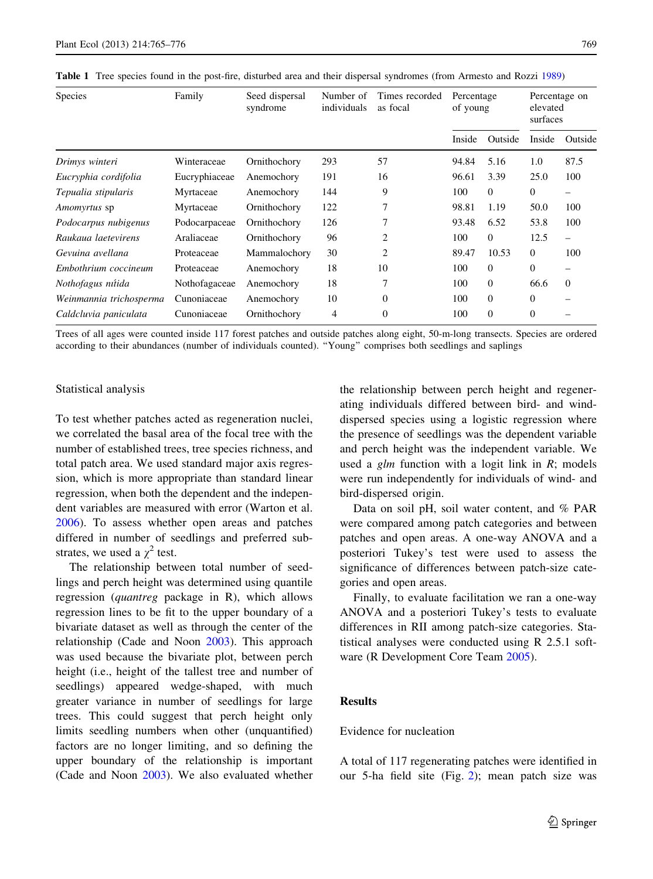**Table 1** Tree species found in the post-fire, disturbed area and their dispersal syndromes (from Armesto and Rozzi 1989)

| Species | Family | Seed dispersal syndrome | Number of individuals | Times recorded as focal | Percentage of young | | Percentage on elevated surfaces | |
|---|---|---|---|---|---|---|---|---|
| | | | | | Inside | Outside | Inside | Outside |
| *Drimys winteri* | Winteraceae | Ornithochory | 293 | 57 | 94.84 | 5.16 | 1.0 | 87.5 |
| *Eucryphia cordifolia* | Eucryphiaceae | Anemochory | 191 | 16 | 96.61 | 3.39 | 25.0 | 100 |
| *Tepualia stipularis* | Myrtaceae | Anemochory | 144 | 9 | 100 | 0 | 0 | – |
| *Amomyrtus* sp | Myrtaceae | Ornithochory | 122 | 7 | 98.81 | 1.19 | 50.0 | 100 |
| *Podocarpus nubigenus* | Podocarpaceae | Ornithochory | 126 | 7 | 93.48 | 6.52 | 53.8 | 100 |
| *Raukaua laetevirens* | Araliaceae | Ornithochory | 96 | 2 | 100 | 0 | 12.5 | – |
| *Gevuina avellana* | Proteaceae | Mammalochory | 30 | 2 | 89.47 | 10.53 | 0 | 100 |
| *Embothrium coccineum* | Proteaceae | Anemochory | 18 | 10 | 100 | 0 | 0 | – |
| *Nothofagus nitida* | Nothofagaceae | Anemochory | 18 | 7 | 100 | 0 | 66.6 | 0 |
| *Weinmannia trichosperma* | Cunoniaceae | Anemochory | 10 | 0 | 100 | 0 | 0 | – |
| *Caldcluvia paniculata* | Cunoniaceae | Ornithochory | 4 | 0 | 100 | 0 | 0 | – |

Trees of all ages were counted inside 117 forest patches and outside patches along eight, 50-m-long transects. Species are ordered according to their abundances (number of individuals counted). "Young" comprises both seedlings and saplings

### Statistical analysis

To test whether patches acted as regeneration nuclei, we correlated the basal area of the focal tree with the number of established trees, tree species richness, and total patch area. We used standard major axis regression, which is more appropriate than standard linear regression, when both the dependent and the independent variables are measured with error (Warton et al. 2006). To assess whether open areas and patches differed in number of seedlings and preferred substrates, we used a $\chi^2$ test.

The relationship between total number of seedlings and perch height was determined using quantile regression (*quantreg* package in R), which allows regression lines to be fit to the upper boundary of a bivariate dataset as well as through the center of the relationship (Cade and Noon 2003). This approach was used because the bivariate plot, between perch height (i.e., height of the tallest tree and number of seedlings) appeared wedge-shaped, with much greater variance in number of seedlings for large trees. This could suggest that perch height only limits seedling numbers when other (unquantified) factors are no longer limiting, and so defining the upper boundary of the relationship is important (Cade and Noon 2003). We also evaluated whether the relationship between perch height and regenerating individuals differed between bird- and wind-dispersed species using a logistic regression where the presence of seedlings was the dependent variable and perch height was the independent variable. We used a *glm* function with a logit link in *R*; models were run independently for individuals of wind- and bird-dispersed origin.

Data on soil pH, soil water content, and % PAR were compared among patch categories and between patches and open areas. A one-way ANOVA and a posteriori Tukey's test were used to assess the significance of differences between patch-size categories and open areas.

Finally, to evaluate facilitation we ran a one-way ANOVA and a posteriori Tukey's tests to evaluate differences in RII among patch-size categories. Statistical analyses were conducted using R 2.5.1 software (R Development Core Team 2005).

## Results

### Evidence for nucleation

A total of 117 regenerating patches were identified in our 5-ha field site (Fig. 2); mean patch size was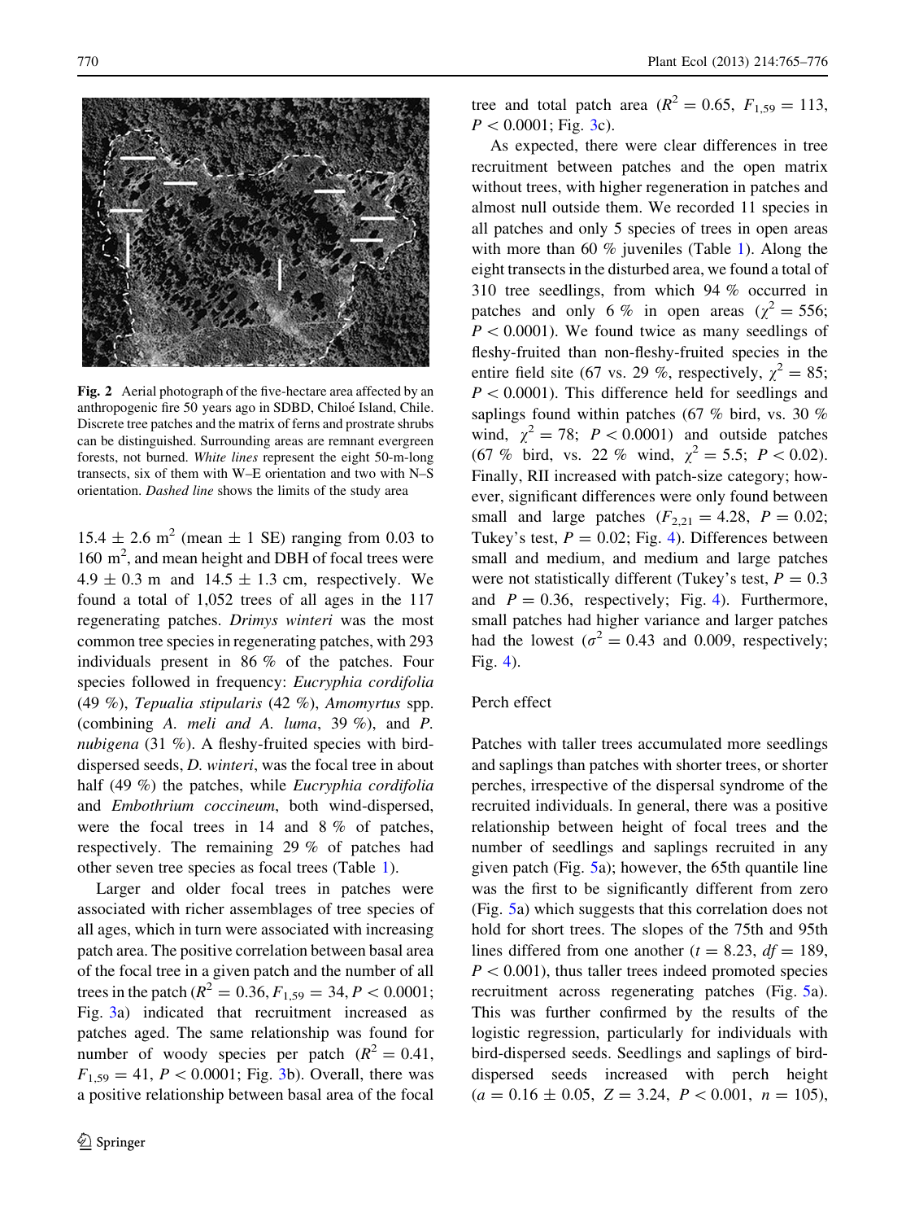Fig. 2 Aerial photograph of the five-hectare area affected by an anthropogenic fire 50 years ago in SDBD, Chiloé Island, Chile. Discrete tree patches and the matrix of ferns and prostrate shrubs can be distinguished. Surrounding areas are remnant evergreen forests, not burned. *White lines* represent the eight 50-m-long transects, six of them with W–E orientation and two with N–S orientation. *Dashed line* shows the limits of the study area

$15.4 \pm 2.6$ m$^2$ (mean $\pm$ 1 SE) ranging from 0.03 to 160 m$^2$, and mean height and DBH of focal trees were $4.9 \pm 0.3$ m and $14.5 \pm 1.3$ cm, respectively. We found a total of 1,052 trees of all ages in the 117 regenerating patches. *Drimys winteri* was the most common tree species in regenerating patches, with 293 individuals present in 86 % of the patches. Four species followed in frequency: *Eucryphia cordifolia* (49 %), *Tepualia stipularis* (42 %), *Amomyrtus* spp. (combining *A. meli and A. luma*, 39 %), and *P. nubigena* (31 %). A fleshy-fruited species with bird-dispersed seeds, *D. winteri*, was the focal tree in about half (49 %) the patches, while *Eucryphia cordifolia* and *Embothrium coccineum*, both wind-dispersed, were the focal trees in 14 and 8 % of patches, respectively. The remaining 29 % of patches had other seven tree species as focal trees (Table 1).

Larger and older focal trees in patches were associated with richer assemblages of tree species of all ages, which in turn were associated with increasing patch area. The positive correlation between basal area of the focal tree in a given patch and the number of all trees in the patch ($R^2 = 0.36, F_{1,59} = 34, P < 0.0001$; Fig. 3a) indicated that recruitment increased as patches aged. The same relationship was found for number of woody species per patch ($R^2 = 0.41$, $F_{1,59} = 41$, $P < 0.0001$; Fig. 3b). Overall, there was a positive relationship between basal area of the focal tree and total patch area ($R^2 = 0.65$, $F_{1,59} = 113$, $P < 0.0001$; Fig. 3c).

As expected, there were clear differences in tree recruitment between patches and the open matrix without trees, with higher regeneration in patches and almost null outside them. We recorded 11 species in all patches and only 5 species of trees in open areas with more than 60 % juveniles (Table 1). Along the eight transects in the disturbed area, we found a total of 310 tree seedlings, from which 94 % occurred in patches and only 6 % in open areas ($\chi^2 = 556$; $P < 0.0001$). We found twice as many seedlings of fleshy-fruited than non-fleshy-fruited species in the entire field site (67 vs. 29 %, respectively, $\chi^2 = 85$; $P < 0.0001$). This difference held for seedlings and saplings found within patches (67 % bird, vs. 30 % wind, $\chi^2 = 78$; $P < 0.0001$) and outside patches (67 % bird, vs. 22 % wind, $\chi^2 = 5.5$; $P < 0.02$). Finally, RII increased with patch-size category; however, significant differences were only found between small and large patches ($F_{2,21} = 4.28$, $P = 0.02$; Tukey's test, $P = 0.02$; Fig. 4). Differences between small and medium, and medium and large patches were not statistically different (Tukey's test, $P = 0.3$ and $P = 0.36$, respectively; Fig. 4). Furthermore, small patches had higher variance and larger patches had the lowest ($\sigma^2 = 0.43$ and 0.009, respectively; Fig. 4).

## Perch effect

Patches with taller trees accumulated more seedlings and saplings than patches with shorter trees, or shorter perches, irrespective of the dispersal syndrome of the recruited individuals. In general, there was a positive relationship between height of focal trees and the number of seedlings and saplings recruited in any given patch (Fig. 5a); however, the 65th quantile line was the first to be significantly different from zero (Fig. 5a) which suggests that this correlation does not hold for short trees. The slopes of the 75th and 95th lines differed from one another ($t = 8.23$, $df = 189$, $P < 0.001$), thus taller trees indeed promoted species recruitment across regenerating patches (Fig. 5a). This was further confirmed by the results of the logistic regression, particularly for individuals with bird-dispersed seeds. Seedlings and saplings of bird-dispersed seeds increased with perch height ($a = 0.16 \pm 0.05$, $Z = 3.24$, $P < 0.001$, $n = 105$),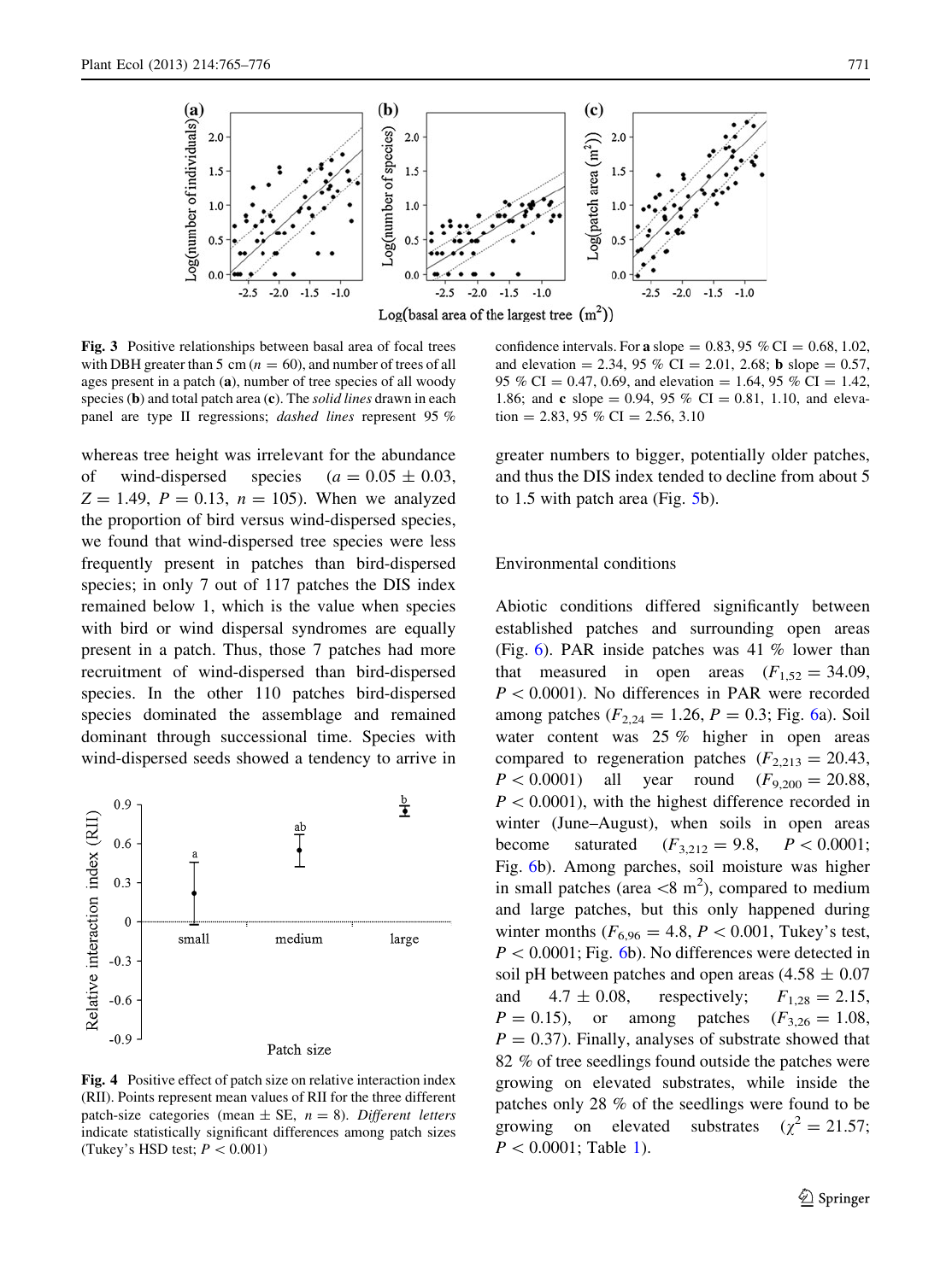**Fig. 3** Positive relationships between basal area of focal trees with DBH greater than 5 cm ($n = 60$), and number of trees of all ages present in a patch (**a**), number of tree species of all woody species (**b**) and total patch area (**c**). The *solid lines* drawn in each panel are type II regressions; *dashed lines* represent 95 % confidence intervals. For **a** slope = 0.83, 95 % CI = 0.68, 1.02, and elevation = 2.34, 95 % CI = 2.01, 2.68; **b** slope = 0.57, 95 % CI = 0.47, 0.69, and elevation = 1.64, 95 % CI = 1.42, 1.86; and **c** slope = 0.94, 95 % CI = 0.81, 1.10, and elevation = 2.83, 95 % CI = 2.56, 3.10

whereas tree height was irrelevant for the abundance of wind-dispersed species ($a = 0.05 \pm 0.03$, $Z = 1.49$, $P = 0.13$, $n = 105$). When we analyzed the proportion of bird versus wind-dispersed species, we found that wind-dispersed tree species were less frequently present in patches than bird-dispersed species; in only 7 out of 117 patches the DIS index remained below 1, which is the value when species with bird or wind dispersal syndromes are equally present in a patch. Thus, those 7 patches had more recruitment of wind-dispersed than bird-dispersed species. In the other 110 patches bird-dispersed species dominated the assemblage and remained dominant through successional time. Species with wind-dispersed seeds showed a tendency to arrive in greater numbers to bigger, potentially older patches, and thus the DIS index tended to decline from about 5 to 1.5 with patch area (Fig. 5b).

**Fig. 4** Positive effect of patch size on relative interaction index (RII). Points represent mean values of RII for the three different patch-size categories (mean ± SE, $n = 8$). *Different letters* indicate statistically significant differences among patch sizes (Tukey's HSD test; $P < 0.001$)

## Environmental conditions

Abiotic conditions differed significantly between established patches and surrounding open areas (Fig. 6). PAR inside patches was 41 % lower than that measured in open areas ($F_{1,52} = 34.09$, $P < 0.0001$). No differences in PAR were recorded among patches ($F_{2,24} = 1.26$, $P = 0.3$; Fig. 6a). Soil water content was 25 % higher in open areas compared to regeneration patches ($F_{2,213} = 20.43$, $P < 0.0001$) all year round ($F_{9,200} = 20.88$, $P < 0.0001$), with the highest difference recorded in winter (June–August), when soils in open areas become saturated ($F_{3,212} = 9.8$, $P < 0.0001$; Fig. 6b). Among parches, soil moisture was higher in small patches (area <8 $m^2$), compared to medium and large patches, but this only happened during winter months ($F_{6,96} = 4.8$, $P < 0.001$, Tukey's test, $P < 0.0001$; Fig. 6b). No differences were detected in soil pH between patches and open areas (4.58 ± 0.07 and 4.7 ± 0.08, respectively; $F_{1,28} = 2.15$, $P = 0.15$), or among patches ($F_{3,26} = 1.08$, $P = 0.37$). Finally, analyses of substrate showed that 82 % of tree seedlings found outside the patches were growing on elevated substrates, while inside the patches only 28 % of the seedlings were found to be growing on elevated substrates ($\chi^2 = 21.57$; $P < 0.0001$; Table 1).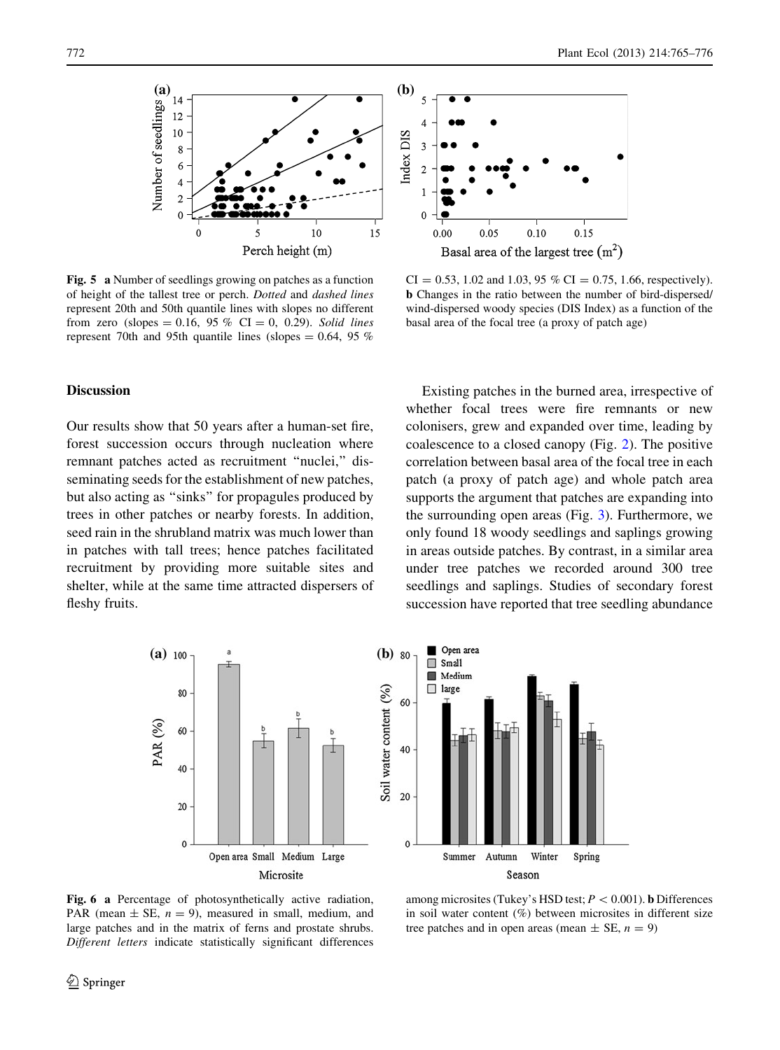**Fig. 5** **a** Number of seedlings growing on patches as a function of height of the tallest tree or perch. *Dotted* and *dashed lines* represent 20th and 50th quantile lines with slopes no different from zero (slopes = 0.16, 95 % CI = 0, 0.29). *Solid lines* represent 70th and 95th quantile lines (slopes = 0.64, 95 % CI = 0.53, 1.02 and 1.03, 95 % CI = 0.75, 1.66, respectively). **b** Changes in the ratio between the number of bird-dispersed/wind-dispersed woody species (DIS Index) as a function of the basal area of the focal tree (a proxy of patch age)

## Discussion

Our results show that 50 years after a human-set fire, forest succession occurs through nucleation where remnant patches acted as recruitment "nuclei," disseminating seeds for the establishment of new patches, but also acting as "sinks" for propagules produced by trees in other patches or nearby forests. In addition, seed rain in the shrubland matrix was much lower than in patches with tall trees; hence patches facilitated recruitment by providing more suitable sites and shelter, while at the same time attracted dispersers of fleshy fruits.

Existing patches in the burned area, irrespective of whether focal trees were fire remnants or new colonisers, grew and expanded over time, leading by coalescence to a closed canopy (Fig. 2). The positive correlation between basal area of the focal tree in each patch (a proxy of patch age) and whole patch area supports the argument that patches are expanding into the surrounding open areas (Fig. 3). Furthermore, we only found 18 woody seedlings and saplings growing in areas outside patches. By contrast, in a similar area under tree patches we recorded around 300 tree seedlings and saplings. Studies of secondary forest succession have reported that tree seedling abundance

**Fig. 6** **a** Percentage of photosynthetically active radiation, PAR (mean ± SE, $n = 9$), measured in small, medium, and large patches and in the matrix of ferns and prostate shrubs. *Different letters* indicate statistically significant differences among microsites (Tukey's HSD test; $P < 0.001$). **b** Differences in soil water content (%) between microsites in different size tree patches and in open areas (mean ± SE, $n = 9$)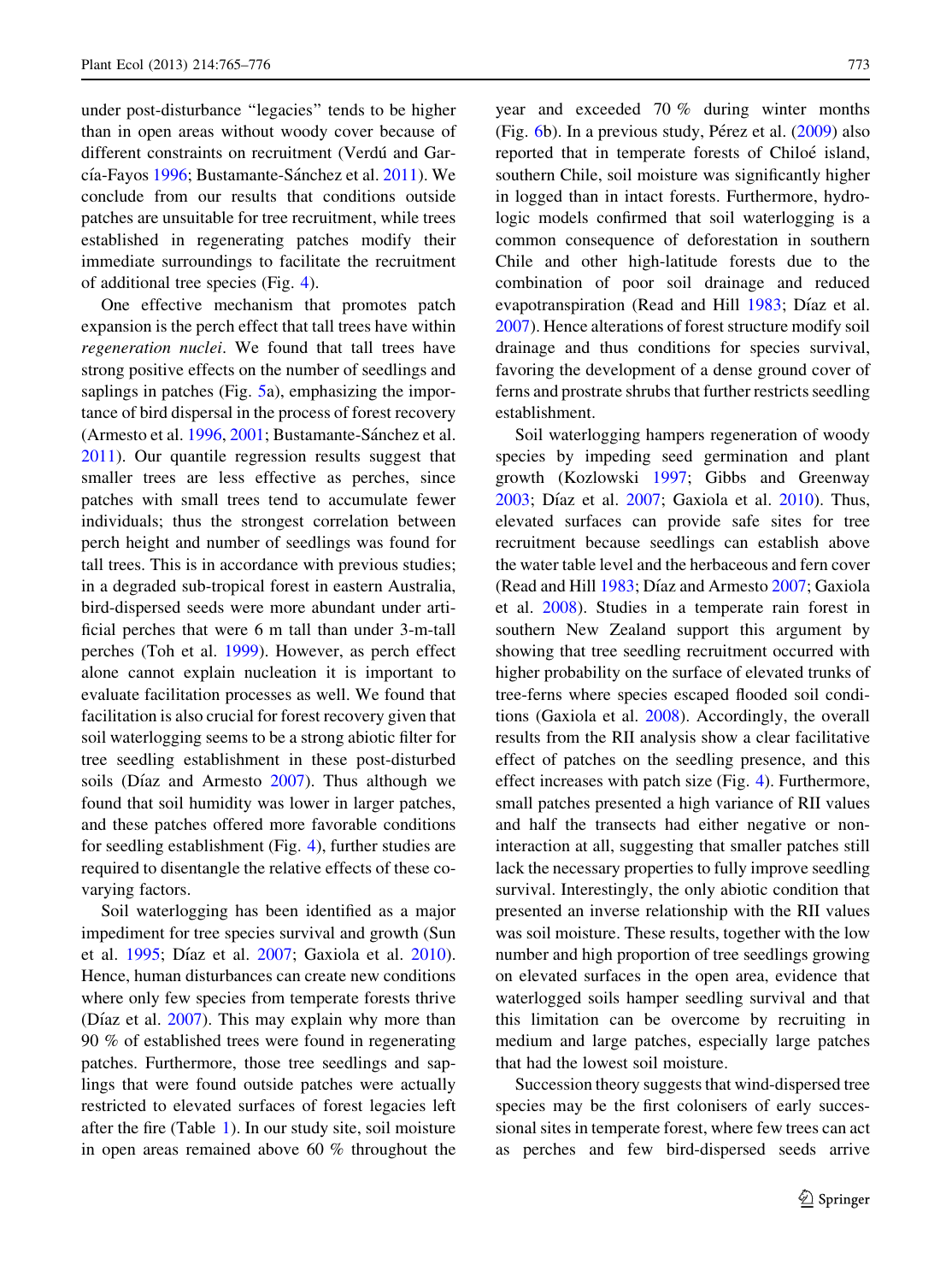under post-disturbance "legacies" tends to be higher than in open areas without woody cover because of different constraints on recruitment (Verdú and García-Fayos 1996; Bustamante-Sánchez et al. 2011). We conclude from our results that conditions outside patches are unsuitable for tree recruitment, while trees established in regenerating patches modify their immediate surroundings to facilitate the recruitment of additional tree species (Fig. 4).

One effective mechanism that promotes patch expansion is the perch effect that tall trees have within *regeneration nuclei*. We found that tall trees have strong positive effects on the number of seedlings and saplings in patches (Fig. 5a), emphasizing the importance of bird dispersal in the process of forest recovery (Armesto et al. 1996, 2001; Bustamante-Sánchez et al. 2011). Our quantile regression results suggest that smaller trees are less effective as perches, since patches with small trees tend to accumulate fewer individuals; thus the strongest correlation between perch height and number of seedlings was found for tall trees. This is in accordance with previous studies; in a degraded sub-tropical forest in eastern Australia, bird-dispersed seeds were more abundant under artificial perches that were 6 m tall than under 3-m-tall perches (Toh et al. 1999). However, as perch effect alone cannot explain nucleation it is important to evaluate facilitation processes as well. We found that facilitation is also crucial for forest recovery given that soil waterlogging seems to be a strong abiotic filter for tree seedling establishment in these post-disturbed soils (Díaz and Armesto 2007). Thus although we found that soil humidity was lower in larger patches, and these patches offered more favorable conditions for seedling establishment (Fig. 4), further studies are required to disentangle the relative effects of these co-varying factors.

Soil waterlogging has been identified as a major impediment for tree species survival and growth (Sun et al. 1995; Díaz et al. 2007; Gaxiola et al. 2010). Hence, human disturbances can create new conditions where only few species from temperate forests thrive (Díaz et al. 2007). This may explain why more than 90 % of established trees were found in regenerating patches. Furthermore, those tree seedlings and saplings that were found outside patches were actually restricted to elevated surfaces of forest legacies left after the fire (Table 1). In our study site, soil moisture in open areas remained above 60 % throughout the year and exceeded 70 % during winter months (Fig. 6b). In a previous study, Pérez et al. (2009) also reported that in temperate forests of Chiloé island, southern Chile, soil moisture was significantly higher in logged than in intact forests. Furthermore, hydrologic models confirmed that soil waterlogging is a common consequence of deforestation in southern Chile and other high-latitude forests due to the combination of poor soil drainage and reduced evapotranspiration (Read and Hill 1983; Díaz et al. 2007). Hence alterations of forest structure modify soil drainage and thus conditions for species survival, favoring the development of a dense ground cover of ferns and prostrate shrubs that further restricts seedling establishment.

Soil waterlogging hampers regeneration of woody species by impeding seed germination and plant growth (Kozlowski 1997; Gibbs and Greenway 2003; Díaz et al. 2007; Gaxiola et al. 2010). Thus, elevated surfaces can provide safe sites for tree recruitment because seedlings can establish above the water table level and the herbaceous and fern cover (Read and Hill 1983; Díaz and Armesto 2007; Gaxiola et al. 2008). Studies in a temperate rain forest in southern New Zealand support this argument by showing that tree seedling recruitment occurred with higher probability on the surface of elevated trunks of tree-ferns where species escaped flooded soil conditions (Gaxiola et al. 2008). Accordingly, the overall results from the RII analysis show a clear facilitative effect of patches on the seedling presence, and this effect increases with patch size (Fig. 4). Furthermore, small patches presented a high variance of RII values and half the transects had either negative or non-interaction at all, suggesting that smaller patches still lack the necessary properties to fully improve seedling survival. Interestingly, the only abiotic condition that presented an inverse relationship with the RII values was soil moisture. These results, together with the low number and high proportion of tree seedlings growing on elevated surfaces in the open area, evidence that waterlogged soils hamper seedling survival and that this limitation can be overcome by recruiting in medium and large patches, especially large patches that had the lowest soil moisture.

Succession theory suggests that wind-dispersed tree species may be the first colonisers of early successional sites in temperate forest, where few trees can act as perches and few bird-dispersed seeds arrive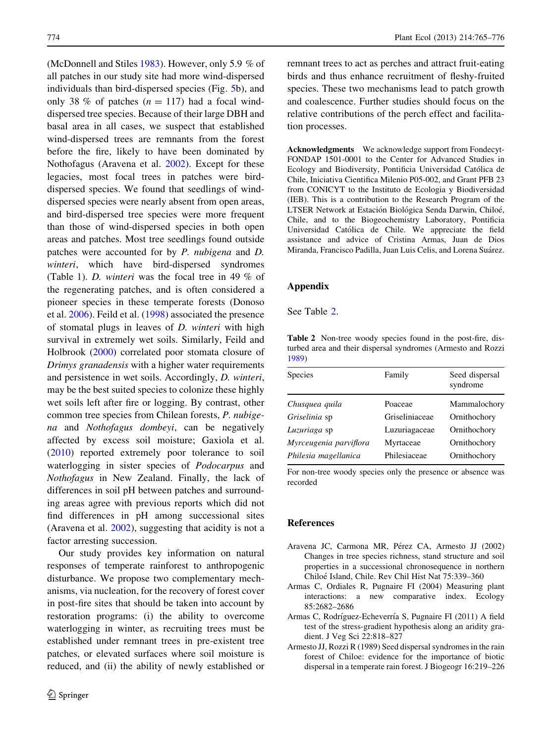(McDonnell and Stiles 1983). However, only 5.9 % of all patches in our study site had more wind-dispersed individuals than bird-dispersed species (Fig. 5b), and only 38 % of patches ($n = 117$) had a focal wind-dispersed tree species. Because of their large DBH and basal area in all cases, we suspect that established wind-dispersed trees are remnants from the forest before the fire, likely to have been dominated by Nothofagus (Aravena et al. 2002). Except for these legacies, most focal trees in patches were bird-dispersed species. We found that seedlings of wind-dispersed species were nearly absent from open areas, and bird-dispersed tree species were more frequent than those of wind-dispersed species in both open areas and patches. Most tree seedlings found outside patches were accounted for by *P. nubigena* and *D. winteri*, which have bird-dispersed syndromes (Table 1). *D. winteri* was the focal tree in 49 % of the regenerating patches, and is often considered a pioneer species in these temperate forests (Donoso et al. 2006). Feild et al. (1998) associated the presence of stomatal plugs in leaves of *D. winteri* with high survival in extremely wet soils. Similarly, Feild and Holbrook (2000) correlated poor stomata closure of *Drimys granadensis* with a higher water requirements and persistence in wet soils. Accordingly, *D. winteri*, may be the best suited species to colonize these highly wet soils left after fire or logging. By contrast, other common tree species from Chilean forests, *P. nubigena* and *Nothofagus dombeyi*, can be negatively affected by excess soil moisture; Gaxiola et al. (2010) reported extremely poor tolerance to soil waterlogging in sister species of *Podocarpus* and *Nothofagus* in New Zealand. Finally, the lack of differences in soil pH between patches and surrounding areas agree with previous reports which did not find differences in pH among successional sites (Aravena et al. 2002), suggesting that acidity is not a factor arresting succession.

Our study provides key information on natural responses of temperate rainforest to anthropogenic disturbance. We propose two complementary mechanisms, via nucleation, for the recovery of forest cover in post-fire sites that should be taken into account by restoration programs: (i) the ability to overcome waterlogging in winter, as recruiting trees must be established under remnant trees in pre-existent tree patches, or elevated surfaces where soil moisture is reduced, and (ii) the ability of newly established or remnant trees to act as perches and attract fruit-eating birds and thus enhance recruitment of fleshy-fruited species. These two mechanisms lead to patch growth and coalescence. Further studies should focus on the relative contributions of the perch effect and facilitation processes.

**Acknowledgments** We acknowledge support from Fondecyt-FONDAP 1501-0001 to the Center for Advanced Studies in Ecology and Biodiversity, Pontificia Universidad Católica de Chile, Iniciativa Cientifica Milenio P05-002, and Grant PFB 23 from CONICYT to the Instituto de Ecologia y Biodiversidad (IEB). This is a contribution to the Research Program of the LTSER Network at Estación Biológica Senda Darwin, Chiloé, Chile, and to the Biogeochemistry Laboratory, Pontificia Universidad Católica de Chile. We appreciate the field assistance and advice of Cristina Armas, Juan de Dios Miranda, Francisco Padilla, Juan Luis Celis, and Lorena Suárez.

## Appendix

See Table 2.

**Table 2** Non-tree woody species found in the post-fire, disturbed area and their dispersal syndromes (Armesto and Rozzi 1989)

| Species | Family | Seed dispersal syndrome |
|---|---|---|
| *Chusquea quila* | Poaceae | Mammalochory |
| *Griselinia* sp | Griseliniaceae | Ornithochory |
| *Luzuriaga* sp | Luzuriagaceae | Ornithochory |
| *Myrceugenia parviflora* | Myrtaceae | Ornithochory |
| *Philesia magellanica* | Philesiaceae | Ornithochory |

For non-tree woody species only the presence or absence was recorded

## References

Aravena JC, Carmona MR, Pérez CA, Armesto JJ (2002) Changes in tree species richness, stand structure and soil properties in a successional chronosequence in northern Chiloé Island, Chile. Rev Chil Hist Nat 75:339–360

Armas C, Ordiales R, Pugnaire FI (2004) Measuring plant interactions: a new comparative index. Ecology 85:2682–2686

Armas C, Rodríguez-Echeverría S, Pugnaire FI (2011) A field test of the stress-gradient hypothesis along an aridity gradient. J Veg Sci 22:818–827

Armesto JJ, Rozzi R (1989) Seed dispersal syndromes in the rain forest of Chiloe: evidence for the importance of biotic dispersal in a temperate rain forest. J Biogeogr 16:219–226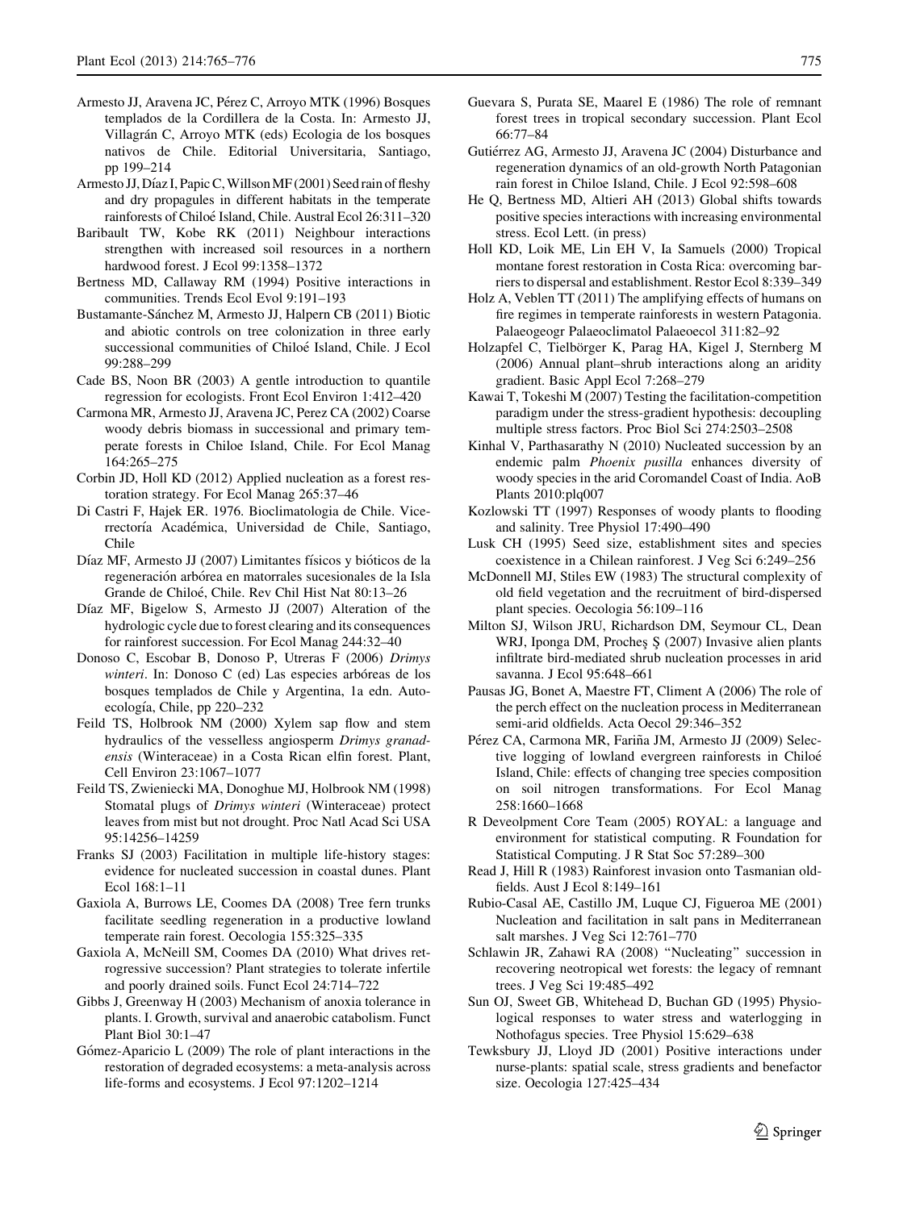Armesto JJ, Aravena JC, Pérez C, Arroyo MTK (1996) Bosques templados de la Cordillera de la Costa. In: Armesto JJ, Villagrán C, Arroyo MTK (eds) Ecologia de los bosques nativos de Chile. Editorial Universitaria, Santiago, pp 199–214

Armesto JJ, Díaz I, Papic C, Willson MF (2001) Seed rain of fleshy and dry propagules in different habitats in the temperate rainforests of Chiloé Island, Chile. Austral Ecol 26:311–320

Baribault TW, Kobe RK (2011) Neighbour interactions strengthen with increased soil resources in a northern hardwood forest. J Ecol 99:1358–1372

Bertness MD, Callaway RM (1994) Positive interactions in communities. Trends Ecol Evol 9:191–193

Bustamante-Sánchez M, Armesto JJ, Halpern CB (2011) Biotic and abiotic controls on tree colonization in three early successional communities of Chiloé Island, Chile. J Ecol 99:288–299

Cade BS, Noon BR (2003) A gentle introduction to quantile regression for ecologists. Front Ecol Environ 1:412–420

Carmona MR, Armesto JJ, Aravena JC, Perez CA (2002) Coarse woody debris biomass in successional and primary temperate forests in Chiloe Island, Chile. For Ecol Manag 164:265–275

Corbin JD, Holl KD (2012) Applied nucleation as a forest restoration strategy. For Ecol Manag 265:37–46

Di Castri F, Hajek ER. 1976. Bioclimatologia de Chile. Vicerrectoría Académica, Universidad de Chile, Santiago, Chile

Díaz MF, Armesto JJ (2007) Limitantes físicos y bióticos de la regeneración arbórea en matorrales sucesionales de la Isla Grande de Chiloé, Chile. Rev Chil Hist Nat 80:13–26

Díaz MF, Bigelow S, Armesto JJ (2007) Alteration of the hydrologic cycle due to forest clearing and its consequences for rainforest succession. For Ecol Manag 244:32–40

Donoso C, Escobar B, Donoso P, Utreras F (2006) *Drimys winteri*. In: Donoso C (ed) Las especies arbóreas de los bosques templados de Chile y Argentina, 1a edn. Autoecología, Chile, pp 220–232

Feild TS, Holbrook NM (2000) Xylem sap flow and stem hydraulics of the vesselless angiosperm *Drimys granadensis* (Winteraceae) in a Costa Rican elfin forest. Plant, Cell Environ 23:1067–1077

Feild TS, Zwieniecki MA, Donoghue MJ, Holbrook NM (1998) Stomatal plugs of *Drimys winteri* (Winteraceae) protect leaves from mist but not drought. Proc Natl Acad Sci USA 95:14256–14259

Franks SJ (2003) Facilitation in multiple life-history stages: evidence for nucleated succession in coastal dunes. Plant Ecol 168:1–11

Gaxiola A, Burrows LE, Coomes DA (2008) Tree fern trunks facilitate seedling regeneration in a productive lowland temperate rain forest. Oecologia 155:325–335

Gaxiola A, McNeill SM, Coomes DA (2010) What drives retrogressive succession? Plant strategies to tolerate infertile and poorly drained soils. Funct Ecol 24:714–722

Gibbs J, Greenway H (2003) Mechanism of anoxia tolerance in plants. I. Growth, survival and anaerobic catabolism. Funct Plant Biol 30:1–47

Gómez-Aparicio L (2009) The role of plant interactions in the restoration of degraded ecosystems: a meta-analysis across life-forms and ecosystems. J Ecol 97:1202–1214

Guevara S, Purata SE, Maarel E (1986) The role of remnant forest trees in tropical secondary succession. Plant Ecol 66:77–84

Gutiérrez AG, Armesto JJ, Aravena JC (2004) Disturbance and regeneration dynamics of an old-growth North Patagonian rain forest in Chiloe Island, Chile. J Ecol 92:598–608

He Q, Bertness MD, Altieri AH (2013) Global shifts towards positive species interactions with increasing environmental stress. Ecol Lett. (in press)

Holl KD, Loik ME, Lin EH V, Ia Samuels (2000) Tropical montane forest restoration in Costa Rica: overcoming barriers to dispersal and establishment. Restor Ecol 8:339–349

Holz A, Veblen TT (2011) The amplifying effects of humans on fire regimes in temperate rainforests in western Patagonia. Palaeogeogr Palaeoclimatol Palaeoecol 311:82–92

Holzapfel C, Tielbörger K, Parag HA, Kigel J, Sternberg M (2006) Annual plant–shrub interactions along an aridity gradient. Basic Appl Ecol 7:268–279

Kawai T, Tokeshi M (2007) Testing the facilitation-competition paradigm under the stress-gradient hypothesis: decoupling multiple stress factors. Proc Biol Sci 274:2503–2508

Kinhal V, Parthasarathy N (2010) Nucleated succession by an endemic palm *Phoenix pusilla* enhances diversity of woody species in the arid Coromandel Coast of India. AoB Plants 2010:plq007

Kozlowski TT (1997) Responses of woody plants to flooding and salinity. Tree Physiol 17:490–490

Lusk CH (1995) Seed size, establishment sites and species coexistence in a Chilean rainforest. J Veg Sci 6:249–256

McDonnell MJ, Stiles EW (1983) The structural complexity of old field vegetation and the recruitment of bird-dispersed plant species. Oecologia 56:109–116

Milton SJ, Wilson JRU, Richardson DM, Seymour CL, Dean WRJ, Iponga DM, Procheş Ş (2007) Invasive alien plants infiltrate bird-mediated shrub nucleation processes in arid savanna. J Ecol 95:648–661

Pausas JG, Bonet A, Maestre FT, Climent A (2006) The role of the perch effect on the nucleation process in Mediterranean semi-arid oldfields. Acta Oecol 29:346–352

Pérez CA, Carmona MR, Fariña JM, Armesto JJ (2009) Selective logging of lowland evergreen rainforests in Chiloé Island, Chile: effects of changing tree species composition on soil nitrogen transformations. For Ecol Manag 258:1660–1668

R Deveolpment Core Team (2005) ROYAL: a language and environment for statistical computing. R Foundation for Statistical Computing. J R Stat Soc 57:289–300

Read J, Hill R (1983) Rainforest invasion onto Tasmanian old-fields. Aust J Ecol 8:149–161

Rubio-Casal AE, Castillo JM, Luque CJ, Figueroa ME (2001) Nucleation and facilitation in salt pans in Mediterranean salt marshes. J Veg Sci 12:761–770

Schlawin JR, Zahawi RA (2008) "Nucleating" succession in recovering neotropical wet forests: the legacy of remnant trees. J Veg Sci 19:485–492

Sun OJ, Sweet GB, Whitehead D, Buchan GD (1995) Physiological responses to water stress and waterlogging in Nothofagus species. Tree Physiol 15:629–638

Tewksbury JJ, Lloyd JD (2001) Positive interactions under nurse-plants: spatial scale, stress gradients and benefactor size. Oecologia 127:425–434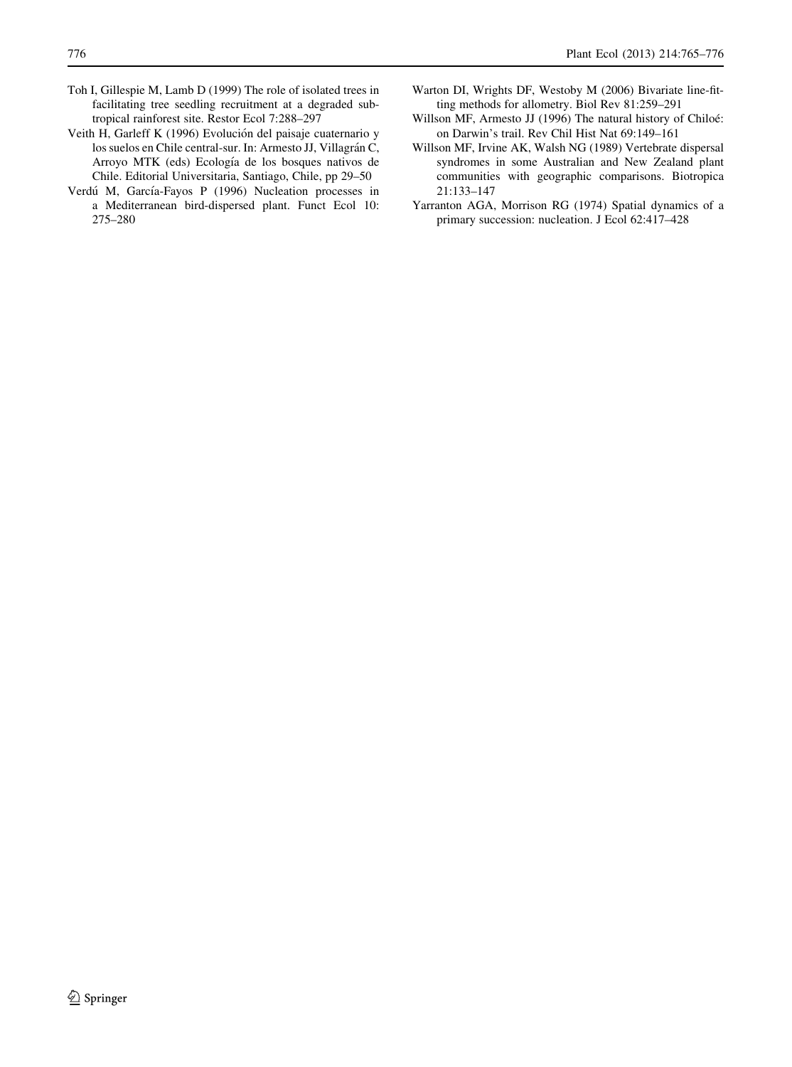Toh I, Gillespie M, Lamb D (1999) The role of isolated trees in facilitating tree seedling recruitment at a degraded subtropical rainforest site. Restor Ecol 7:288–297

Veith H, Garleff K (1996) Evolución del paisaje cuaternario y los suelos en Chile central-sur. In: Armesto JJ, Villagrán C, Arroyo MTK (eds) Ecología de los bosques nativos de Chile. Editorial Universitaria, Santiago, Chile, pp 29–50

Verdú M, García-Fayos P (1996) Nucleation processes in a Mediterranean bird-dispersed plant. Funct Ecol 10: 275–280

Warton DI, Wrights DF, Westoby M (2006) Bivariate line-fitting methods for allometry. Biol Rev 81:259–291

Willson MF, Armesto JJ (1996) The natural history of Chiloé: on Darwin's trail. Rev Chil Hist Nat 69:149–161

Willson MF, Irvine AK, Walsh NG (1989) Vertebrate dispersal syndromes in some Australian and New Zealand plant communities with geographic comparisons. Biotropica 21:133–147

Yarranton AGA, Morrison RG (1974) Spatial dynamics of a primary succession: nucleation. J Ecol 62:417–428